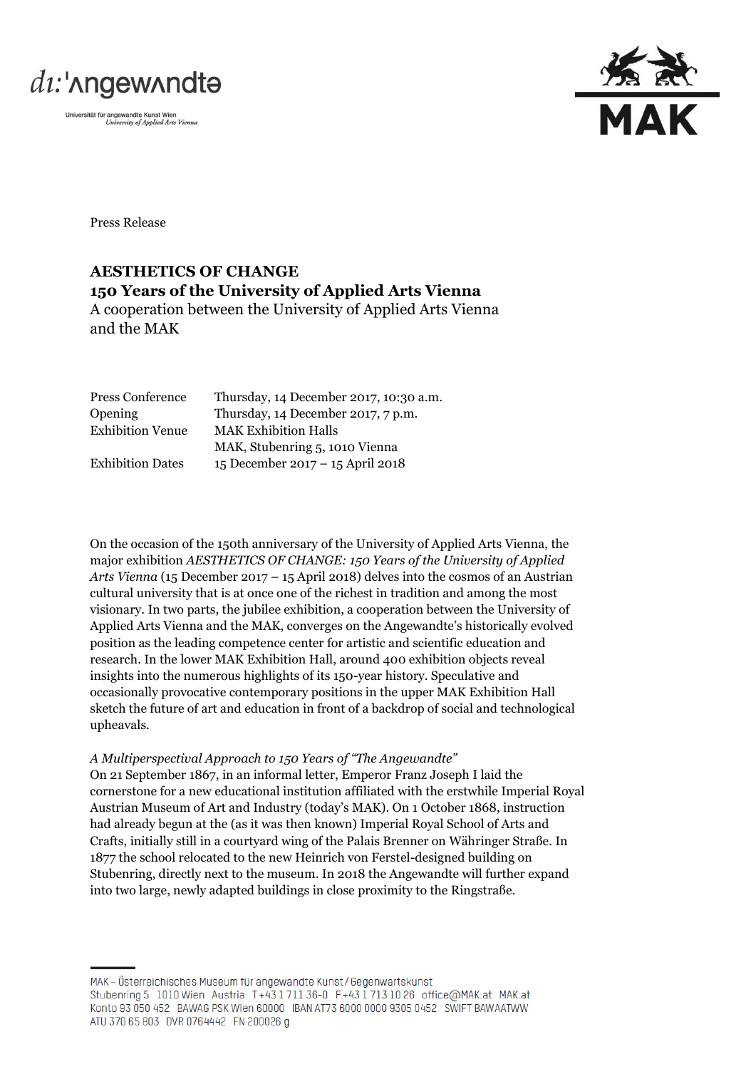Press Release

# AESTHETICS OF CHANGE

## 150 Years of the University of Applied Arts Vienna

A cooperation between the University of Applied Arts Vienna and the MAK

| | |
|---|---|
| Press Conference | Thursday, 14 December 2017, 10:30 a.m. |
| Opening | Thursday, 14 December 2017, 7 p.m. |
| Exhibition Venue | MAK Exhibition Halls<br>MAK, Stubenring 5, 1010 Vienna |
| Exhibition Dates | 15 December 2017 – 15 April 2018 |

On the occasion of the 150th anniversary of the University of Applied Arts Vienna, the major exhibition *AESTHETICS OF CHANGE: 150 Years of the University of Applied Arts Vienna* (15 December 2017 – 15 April 2018) delves into the cosmos of an Austrian cultural university that is at once one of the richest in tradition and among the most visionary. In two parts, the jubilee exhibition, a cooperation between the University of Applied Arts Vienna and the MAK, converges on the Angewandte's historically evolved position as the leading competence center for artistic and scientific education and research. In the lower MAK Exhibition Hall, around 400 exhibition objects reveal insights into the numerous highlights of its 150-year history. Speculative and occasionally provocative contemporary positions in the upper MAK Exhibition Hall sketch the future of art and education in front of a backdrop of social and technological upheavals.

*A Multiperspectival Approach to 150 Years of "The Angewandte"*

On 21 September 1867, in an informal letter, Emperor Franz Joseph I laid the cornerstone for a new educational institution affiliated with the erstwhile Imperial Royal Austrian Museum of Art and Industry (today's MAK). On 1 October 1868, instruction had already begun at the (as it was then known) Imperial Royal School of Arts and Crafts, initially still in a courtyard wing of the Palais Brenner on Währinger Straße. In 1877 the school relocated to the new Heinrich von Ferstel-designed building on Stubenring, directly next to the museum. In 2018 the Angewandte will further expand into two large, newly adapted buildings in close proximity to the Ringstraße.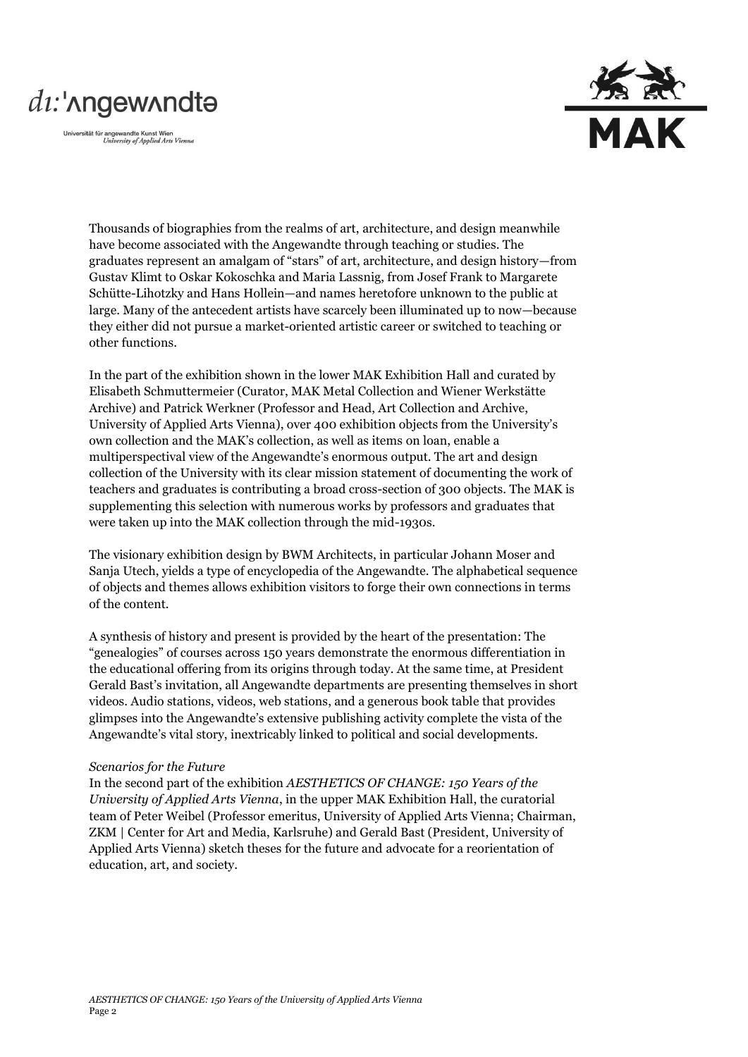Thousands of biographies from the realms of art, architecture, and design meanwhile have become associated with the Angewandte through teaching or studies. The graduates represent an amalgam of "stars" of art, architecture, and design history—from Gustav Klimt to Oskar Kokoschka and Maria Lassnig, from Josef Frank to Margarete Schütte-Lihotzky and Hans Hollein—and names heretofore unknown to the public at large. Many of the antecedent artists have scarcely been illuminated up to now—because they either did not pursue a market-oriented artistic career or switched to teaching or other functions.

In the part of the exhibition shown in the lower MAK Exhibition Hall and curated by Elisabeth Schmuttermeier (Curator, MAK Metal Collection and Wiener Werkstätte Archive) and Patrick Werkner (Professor and Head, Art Collection and Archive, University of Applied Arts Vienna), over 400 exhibition objects from the University's own collection and the MAK's collection, as well as items on loan, enable a multiperspectival view of the Angewandte's enormous output. The art and design collection of the University with its clear mission statement of documenting the work of teachers and graduates is contributing a broad cross-section of 300 objects. The MAK is supplementing this selection with numerous works by professors and graduates that were taken up into the MAK collection through the mid-1930s.

The visionary exhibition design by BWM Architects, in particular Johann Moser and Sanja Utech, yields a type of encyclopedia of the Angewandte. The alphabetical sequence of objects and themes allows exhibition visitors to forge their own connections in terms of the content.

A synthesis of history and present is provided by the heart of the presentation: The "genealogies" of courses across 150 years demonstrate the enormous differentiation in the educational offering from its origins through today. At the same time, at President Gerald Bast's invitation, all Angewandte departments are presenting themselves in short videos. Audio stations, videos, web stations, and a generous book table that provides glimpses into the Angewandte's extensive publishing activity complete the vista of the Angewandte's vital story, inextricably linked to political and social developments.

*Scenarios for the Future*

In the second part of the exhibition *AESTHETICS OF CHANGE: 150 Years of the University of Applied Arts Vienna*, in the upper MAK Exhibition Hall, the curatorial team of Peter Weibel (Professor emeritus, University of Applied Arts Vienna; Chairman, ZKM | Center for Art and Media, Karlsruhe) and Gerald Bast (President, University of Applied Arts Vienna) sketch theses for the future and advocate for a reorientation of education, art, and society.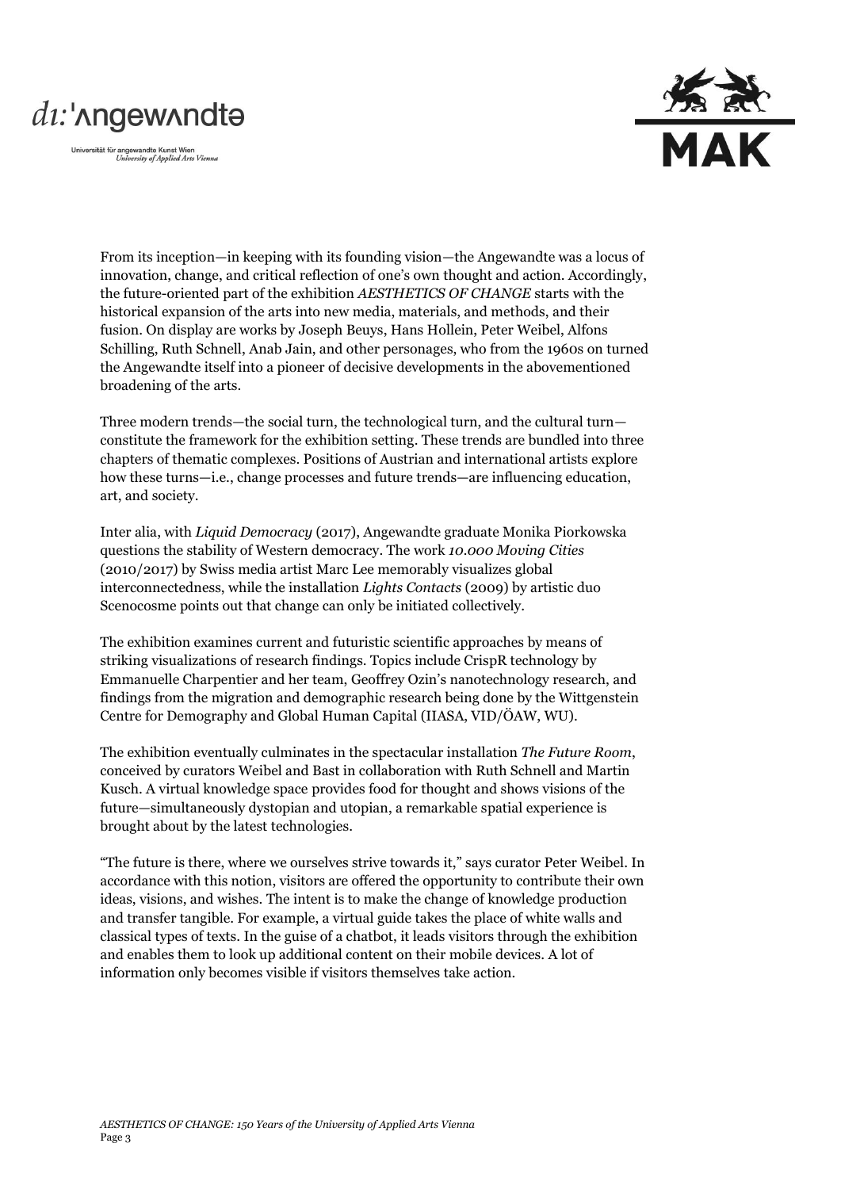From its inception—in keeping with its founding vision—the Angewandte was a locus of innovation, change, and critical reflection of one's own thought and action. Accordingly, the future-oriented part of the exhibition *AESTHETICS OF CHANGE* starts with the historical expansion of the arts into new media, materials, and methods, and their fusion. On display are works by Joseph Beuys, Hans Hollein, Peter Weibel, Alfons Schilling, Ruth Schnell, Anab Jain, and other personages, who from the 1960s on turned the Angewandte itself into a pioneer of decisive developments in the abovementioned broadening of the arts.

Three modern trends—the social turn, the technological turn, and the cultural turn—constitute the framework for the exhibition setting. These trends are bundled into three chapters of thematic complexes. Positions of Austrian and international artists explore how these turns—i.e., change processes and future trends—are influencing education, art, and society.

Inter alia, with *Liquid Democracy* (2017), Angewandte graduate Monika Piorkowska questions the stability of Western democracy. The work *10.000 Moving Cities* (2010/2017) by Swiss media artist Marc Lee memorably visualizes global interconnectedness, while the installation *Lights Contacts* (2009) by artistic duo Scenocosme points out that change can only be initiated collectively.

The exhibition examines current and futuristic scientific approaches by means of striking visualizations of research findings. Topics include CrispR technology by Emmanuelle Charpentier and her team, Geoffrey Ozin's nanotechnology research, and findings from the migration and demographic research being done by the Wittgenstein Centre for Demography and Global Human Capital (IIASA, VID/ÖAW, WU).

The exhibition eventually culminates in the spectacular installation *The Future Room*, conceived by curators Weibel and Bast in collaboration with Ruth Schnell and Martin Kusch. A virtual knowledge space provides food for thought and shows visions of the future—simultaneously dystopian and utopian, a remarkable spatial experience is brought about by the latest technologies.

"The future is there, where we ourselves strive towards it," says curator Peter Weibel. In accordance with this notion, visitors are offered the opportunity to contribute their own ideas, visions, and wishes. The intent is to make the change of knowledge production and transfer tangible. For example, a virtual guide takes the place of white walls and classical types of texts. In the guise of a chatbot, it leads visitors through the exhibition and enables them to look up additional content on their mobile devices. A lot of information only becomes visible if visitors themselves take action.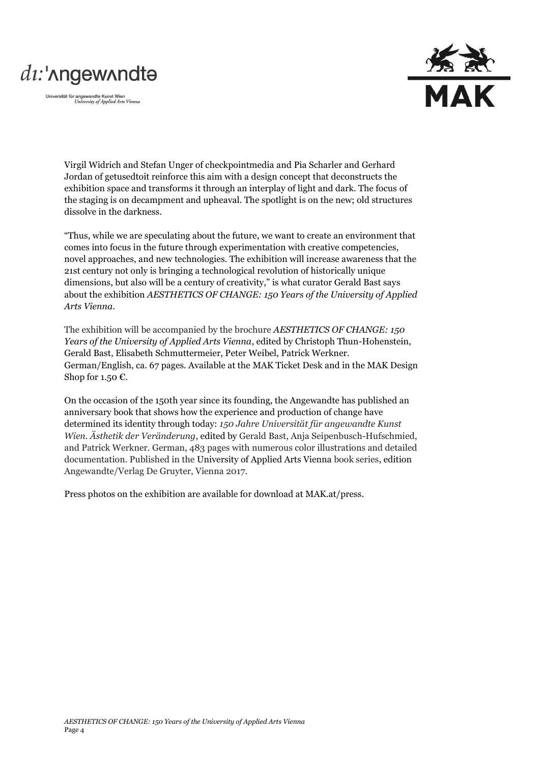Virgil Widrich and Stefan Unger of checkpointmedia and Pia Scharler and Gerhard Jordan of getusedtoit reinforce this aim with a design concept that deconstructs the exhibition space and transforms it through an interplay of light and dark. The focus of the staging is on decampment and upheaval. The spotlight is on the new; old structures dissolve in the darkness.

"Thus, while we are speculating about the future, we want to create an environment that comes into focus in the future through experimentation with creative competencies, novel approaches, and new technologies. The exhibition will increase awareness that the 21st century not only is bringing a technological revolution of historically unique dimensions, but also will be a century of creativity," is what curator Gerald Bast says about the exhibition *AESTHETICS OF CHANGE: 150 Years of the University of Applied Arts Vienna*.

The exhibition will be accompanied by the brochure *AESTHETICS OF CHANGE: 150 Years of the University of Applied Arts Vienna*, edited by Christoph Thun-Hohenstein, Gerald Bast, Elisabeth Schmuttermeier, Peter Weibel, Patrick Werkner. German/English, ca. 67 pages. Available at the MAK Ticket Desk and in the MAK Design Shop for 1.50 €.

On the occasion of the 150th year since its founding, the Angewandte has published an anniversary book that shows how the experience and production of change have determined its identity through today: *150 Jahre Universität für angewandte Kunst Wien. Ästhetik der Veränderung*, edited by Gerald Bast, Anja Seipenbusch-Hufschmied, and Patrick Werkner. German, 483 pages with numerous color illustrations and detailed documentation. Published in the University of Applied Arts Vienna book series, edition Angewandte/Verlag De Gruyter, Vienna 2017.

Press photos on the exhibition are available for download at MAK.at/press.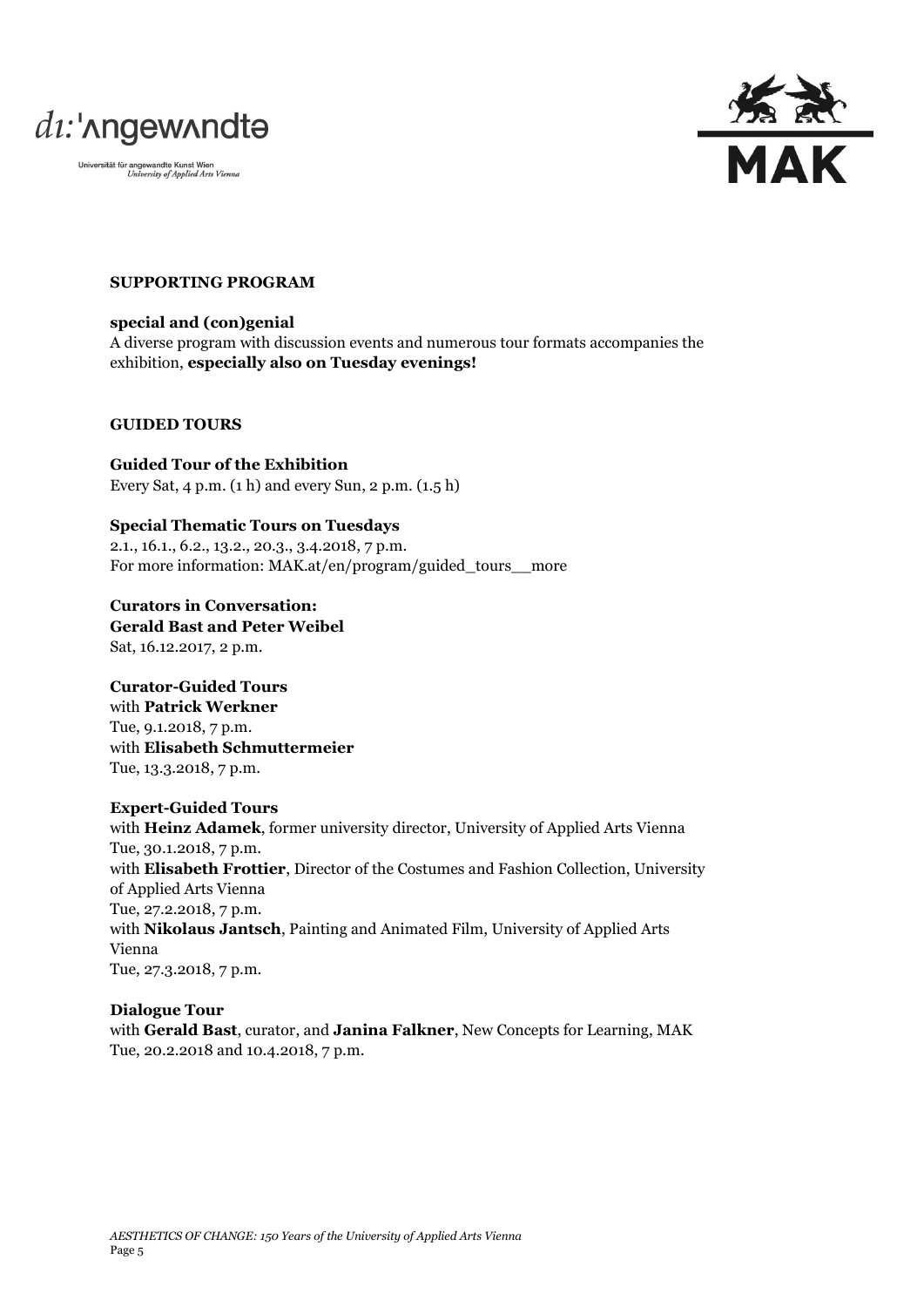## SUPPORTING PROGRAM

**special and (con)genial**
A diverse program with discussion events and numerous tour formats accompanies the exhibition, **especially also on Tuesday evenings!**

## GUIDED TOURS

**Guided Tour of the Exhibition**
Every Sat, 4 p.m. (1 h) and every Sun, 2 p.m. (1.5 h)

**Special Thematic Tours on Tuesdays**
2.1., 16.1., 6.2., 13.2., 20.3., 3.4.2018, 7 p.m.
For more information: MAK.at/en/program/guided_tours__more

**Curators in Conversation:**
**Gerald Bast and Peter Weibel**
Sat, 16.12.2017, 2 p.m.

**Curator-Guided Tours**
with **Patrick Werkner**
Tue, 9.1.2018, 7 p.m.
with **Elisabeth Schmuttermeier**
Tue, 13.3.2018, 7 p.m.

**Expert-Guided Tours**
with **Heinz Adamek**, former university director, University of Applied Arts Vienna
Tue, 30.1.2018, 7 p.m.
with **Elisabeth Frottier**, Director of the Costumes and Fashion Collection, University of Applied Arts Vienna
Tue, 27.2.2018, 7 p.m.
with **Nikolaus Jantsch**, Painting and Animated Film, University of Applied Arts Vienna
Tue, 27.3.2018, 7 p.m.

**Dialogue Tour**
with **Gerald Bast**, curator, and **Janina Falkner**, New Concepts for Learning, MAK
Tue, 20.2.2018 and 10.4.2018, 7 p.m.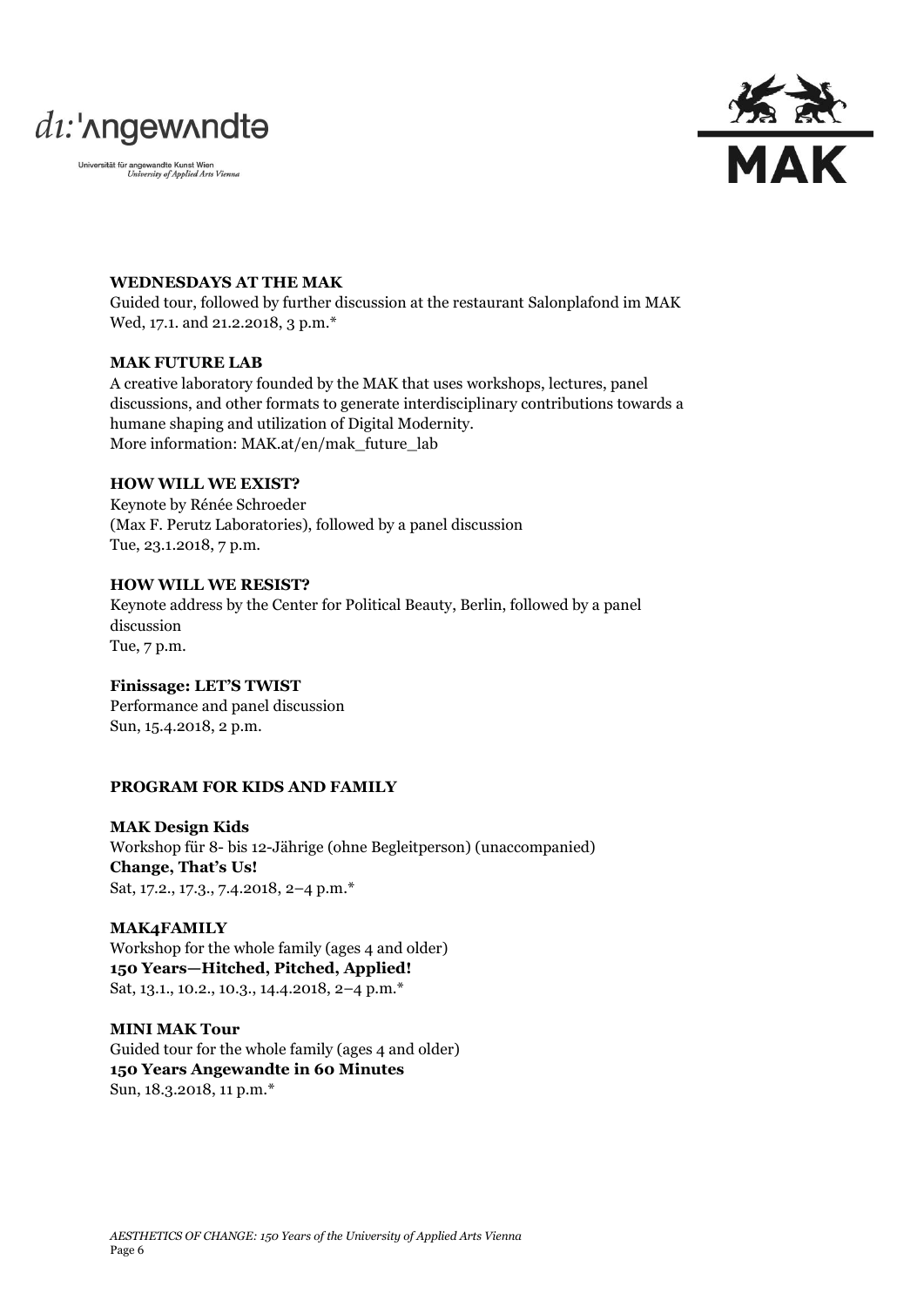**WEDNESDAYS AT THE MAK**
Guided tour, followed by further discussion at the restaurant Salonplafond im MAK
Wed, 17.1. and 21.2.2018, 3 p.m.*

**MAK FUTURE LAB**
A creative laboratory founded by the MAK that uses workshops, lectures, panel discussions, and other formats to generate interdisciplinary contributions towards a humane shaping and utilization of Digital Modernity.
More information: MAK.at/en/mak_future_lab

**HOW WILL WE EXIST?**
Keynote by Rénée Schroeder
(Max F. Perutz Laboratories), followed by a panel discussion
Tue, 23.1.2018, 7 p.m.

**HOW WILL WE RESIST?**
Keynote address by the Center for Political Beauty, Berlin, followed by a panel discussion
Tue, 7 p.m.

**Finissage: LET'S TWIST**
Performance and panel discussion
Sun, 15.4.2018, 2 p.m.

**PROGRAM FOR KIDS AND FAMILY**

**MAK Design Kids**
Workshop für 8- bis 12-Jährige (ohne Begleitperson) (unaccompanied)
**Change, That's Us!**
Sat, 17.2., 17.3., 7.4.2018, 2–4 p.m.*

**MAK4FAMILY**
Workshop for the whole family (ages 4 and older)
**150 Years—Hitched, Pitched, Applied!**
Sat, 13.1., 10.2., 10.3., 14.4.2018, 2–4 p.m.*

**MINI MAK Tour**
Guided tour for the whole family (ages 4 and older)
**150 Years Angewandte in 60 Minutes**
Sun, 18.3.2018, 11 p.m.*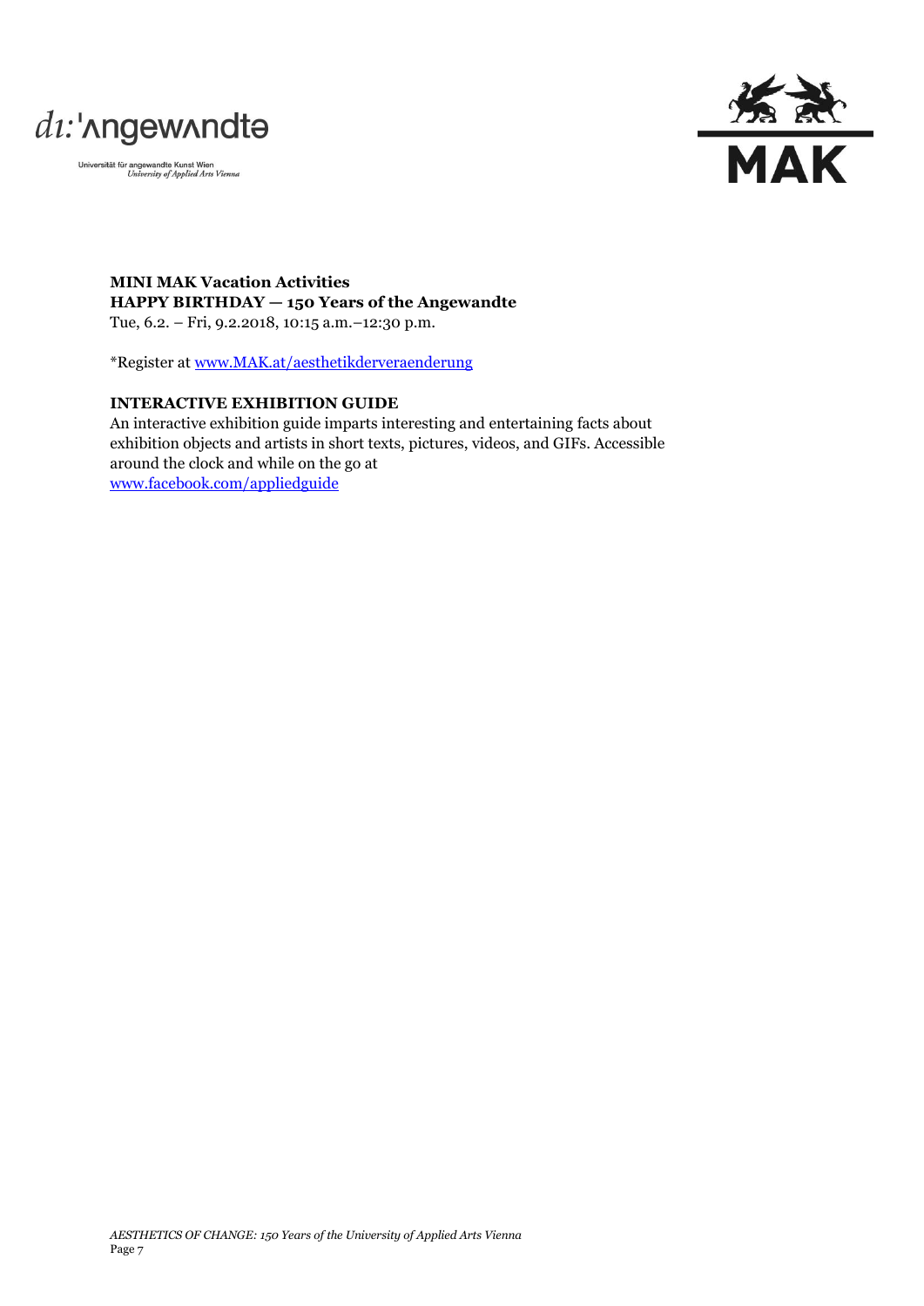**MINI MAK Vacation Activities**
**HAPPY BIRTHDAY — 150 Years of the Angewandte**
Tue, 6.2. – Fri, 9.2.2018, 10:15 a.m.–12:30 p.m.

*Register at www.MAK.at/aesthetikderveraenderung

**INTERACTIVE EXHIBITION GUIDE**
An interactive exhibition guide imparts interesting and entertaining facts about exhibition objects and artists in short texts, pictures, videos, and GIFs. Accessible around the clock and while on the go at
www.facebook.com/appliedguide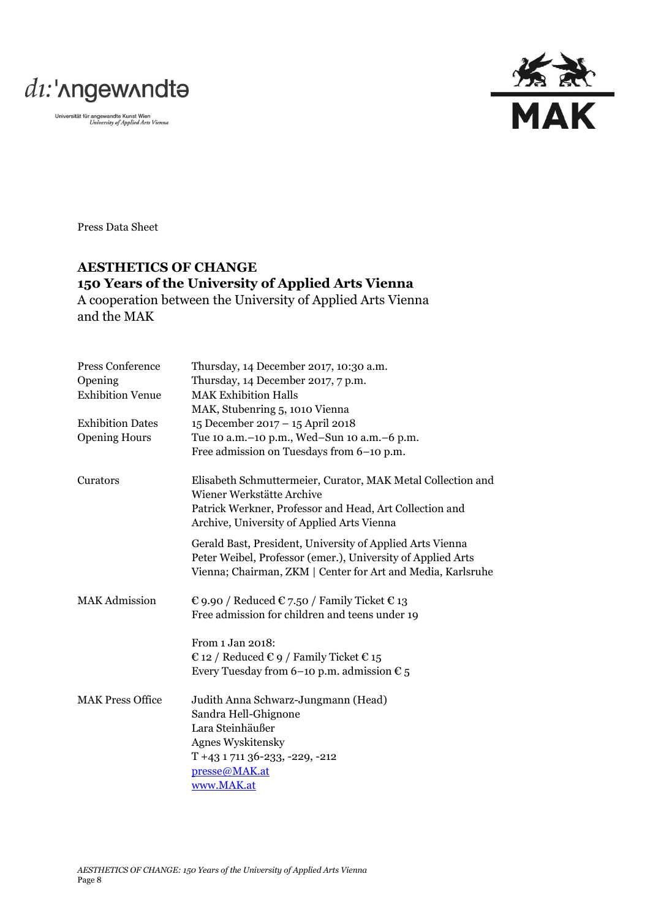Press Data Sheet

## AESTHETICS OF CHANGE
## 150 Years of the University of Applied Arts Vienna

A cooperation between the University of Applied Arts Vienna and the MAK

| | |
|---|---|
| Press Conference | Thursday, 14 December 2017, 10:30 a.m. |
| Opening | Thursday, 14 December 2017, 7 p.m. |
| Exhibition Venue | MAK Exhibition Halls<br>MAK, Stubenring 5, 1010 Vienna |
| Exhibition Dates | 15 December 2017 – 15 April 2018 |
| Opening Hours | Tue 10 a.m.–10 p.m., Wed–Sun 10 a.m.–6 p.m.<br>Free admission on Tuesdays from 6–10 p.m. |
| Curators | Elisabeth Schmuttermeier, Curator, MAK Metal Collection and Wiener Werkstätte Archive<br>Patrick Werkner, Professor and Head, Art Collection and Archive, University of Applied Arts Vienna<br><br>Gerald Bast, President, University of Applied Arts Vienna<br>Peter Weibel, Professor (emer.), University of Applied Arts Vienna; Chairman, ZKM \| Center for Art and Media, Karlsruhe |
| MAK Admission | € 9.90 / Reduced € 7.50 / Family Ticket € 13<br>Free admission for children and teens under 19<br><br>From 1 Jan 2018:<br>€ 12 / Reduced € 9 / Family Ticket € 15<br>Every Tuesday from 6–10 p.m. admission € 5 |
| MAK Press Office | Judith Anna Schwarz-Jungmann (Head)<br>Sandra Hell-Ghignone<br>Lara Steinhäußer<br>Agnes Wyskitensky<br>T +43 1 711 36-233, -229, -212<br>presse@MAK.at<br>www.MAK.at |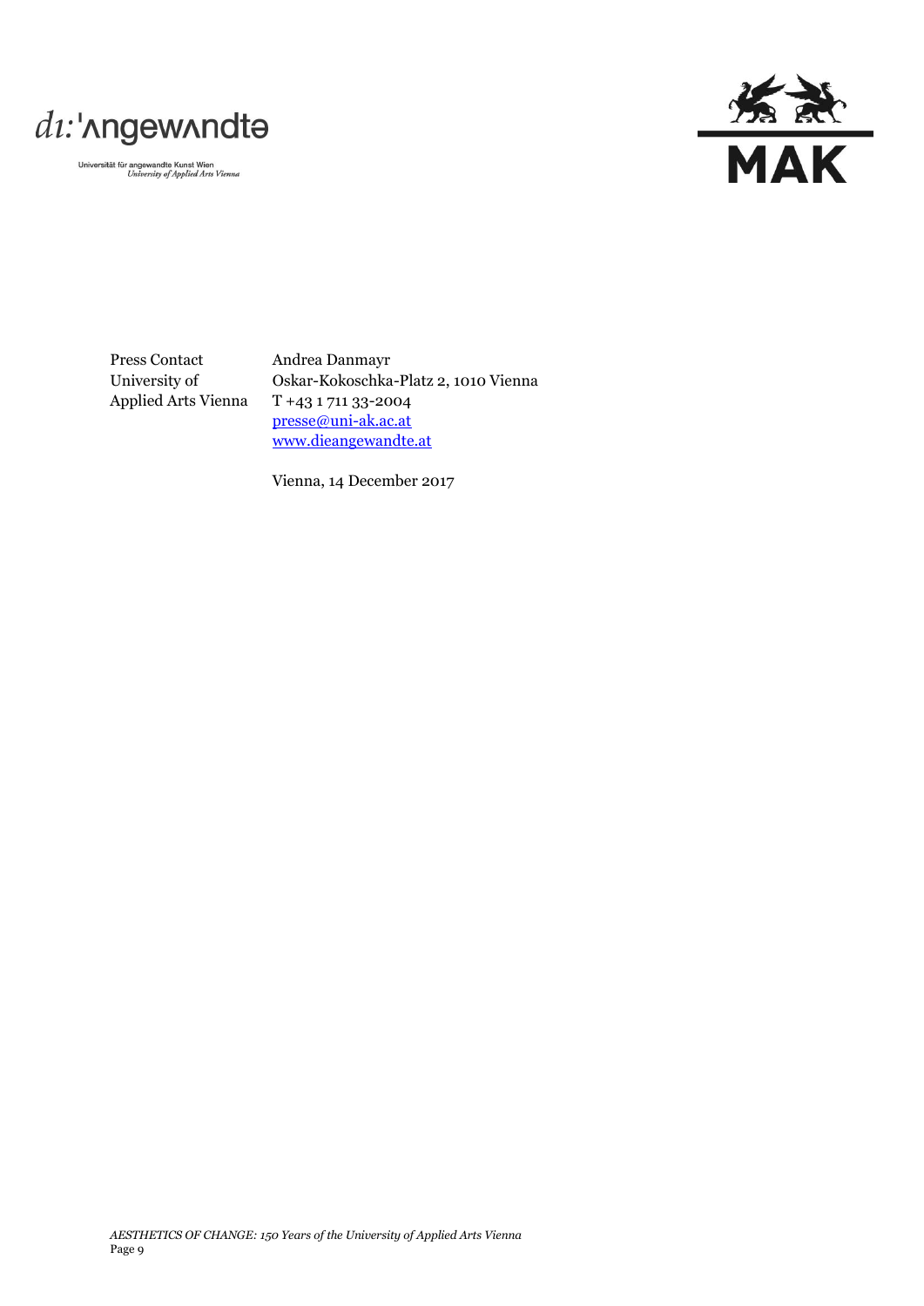Press Contact
University of
Applied Arts Vienna

Andrea Danmayr
Oskar-Kokoschka-Platz 2, 1010 Vienna
T +43 1 711 33-2004
presse@uni-ak.ac.at
www.dieangewandte.at

Vienna, 14 December 2017